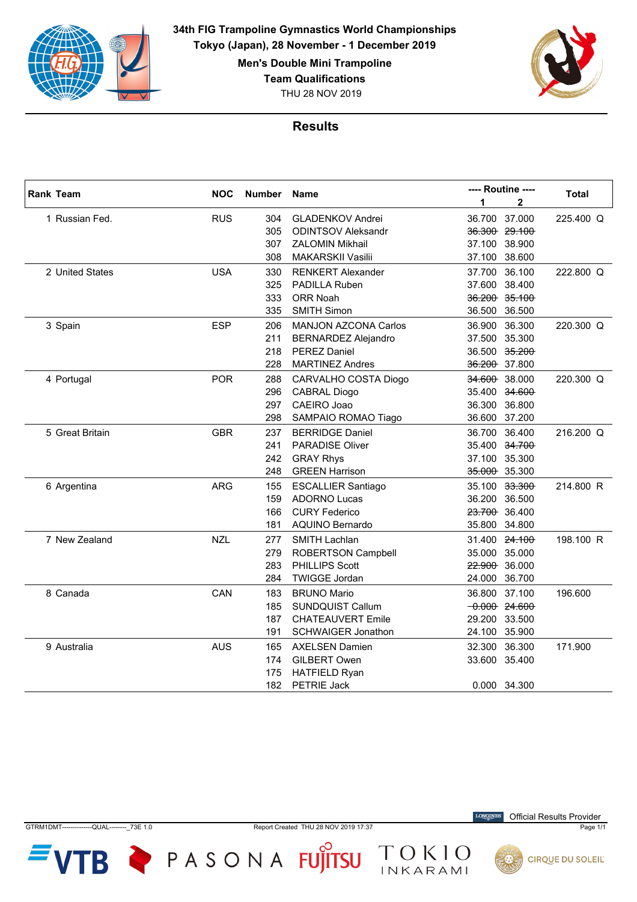# 34th FIG Trampoline Gymnastics World Championships

**Tokyo (Japan), 28 November - 1 December 2019**

**Men's Double Mini Trampoline**

**Team Qualifications**

THU 28 NOV 2019

## Results

| Rank | Team | NOC | Number | Name | Routine 1 | Routine 2 | Total | |
|---|---|---|---|---|---|---|---|---|
| 1 | Russian Fed. | RUS | 304 | GLADENKOV Andrei | 36.700 | 37.000 | 225.400 | Q |
| | | | 305 | ODINTSOV Aleksandr | ~~36.300~~ | ~~29.100~~ | | |
| | | | 307 | ZALOMIN Mikhail | 37.100 | 38.900 | | |
| | | | 308 | MAKARSKII Vasilii | 37.100 | 38.600 | | |
| 2 | United States | USA | 330 | RENKERT Alexander | 37.700 | 36.100 | 222.800 | Q |
| | | | 325 | PADILLA Ruben | 37.600 | 38.400 | | |
| | | | 333 | ORR Noah | ~~36.200~~ | ~~35.100~~ | | |
| | | | 335 | SMITH Simon | 36.500 | 36.500 | | |
| 3 | Spain | ESP | 206 | MANJON AZCONA Carlos | 36.900 | 36.300 | 220.300 | Q |
| | | | 211 | BERNARDEZ Alejandro | 37.500 | 35.300 | | |
| | | | 218 | PEREZ Daniel | 36.500 | ~~35.200~~ | | |
| | | | 228 | MARTINEZ Andres | ~~36.200~~ | 37.800 | | |
| 4 | Portugal | POR | 288 | CARVALHO COSTA Diogo | ~~34.600~~ | 38.000 | 220.300 | Q |
| | | | 296 | CABRAL Diogo | 35.400 | ~~34.600~~ | | |
| | | | 297 | CAEIRO Joao | 36.300 | 36.800 | | |
| | | | 298 | SAMPAIO ROMAO Tiago | 36.600 | 37.200 | | |
| 5 | Great Britain | GBR | 237 | BERRIDGE Daniel | 36.700 | 36.400 | 216.200 | Q |
| | | | 241 | PARADISE Oliver | 35.400 | ~~34.700~~ | | |
| | | | 242 | GRAY Rhys | 37.100 | 35.300 | | |
| | | | 248 | GREEN Harrison | ~~35.000~~ | 35.300 | | |
| 6 | Argentina | ARG | 155 | ESCALLIER Santiago | 35.100 | ~~33.300~~ | 214.800 | R |
| | | | 159 | ADORNO Lucas | 36.200 | 36.500 | | |
| | | | 166 | CURY Federico | ~~23.700~~ | 36.400 | | |
| | | | 181 | AQUINO Bernardo | 35.800 | 34.800 | | |
| 7 | New Zealand | NZL | 277 | SMITH Lachlan | 31.400 | ~~24.100~~ | 198.100 | R |
| | | | 279 | ROBERTSON Campbell | 35.000 | 35.000 | | |
| | | | 283 | PHILLIPS Scott | ~~22.900~~ | 36.000 | | |
| | | | 284 | TWIGGE Jordan | 24.000 | 36.700 | | |
| 8 | Canada | CAN | 183 | BRUNO Mario | 36.800 | 37.100 | 196.600 | |
| | | | 185 | SUNDQUIST Callum | ~~0.000~~ | ~~24.600~~ | | |
| | | | 187 | CHATEAUVERT Emile | 29.200 | 33.500 | | |
| | | | 191 | SCHWAIGER Jonathon | 24.100 | 35.900 | | |
| 9 | Australia | AUS | 165 | AXELSEN Damien | 32.300 | 36.300 | 171.900 | |
| | | | 174 | GILBERT Owen | 33.600 | 35.400 | | |
| | | | 175 | HATFIELD Ryan | | | | |
| | | | 182 | PETRIE Jack | 0.000 | 34.300 | | |

GTRM1DMT--------------QUAL--------_73E 1.0 Report Created THU 28 NOV 2019 17:37

Official Results Provider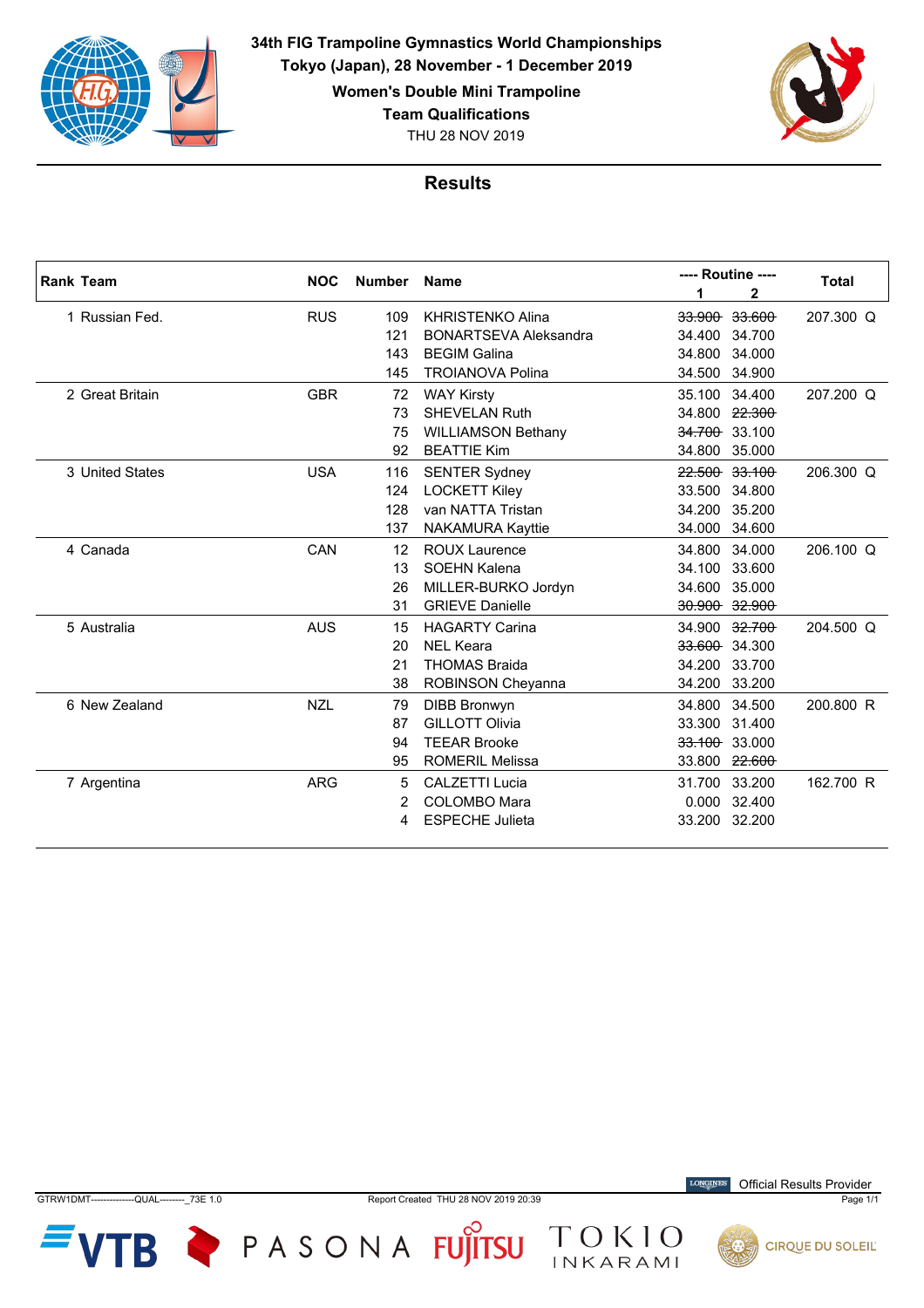**34th FIG Trampoline Gymnastics World Championships**
**Tokyo (Japan), 28 November - 1 December 2019**
**Women's Double Mini Trampoline**
**Team Qualifications**
THU 28 NOV 2019

## Results

| Rank | Team | NOC | Number | Name | Routine 1 | Routine 2 | Total |
|---|---|---|---|---|---|---|---|
| 1 | Russian Fed. | RUS | 109 | KHRISTENKO Alina | ~~33.900~~ | ~~33.600~~ | 207.300 Q |
| | | | 121 | BONARTSEVA Aleksandra | 34.400 | 34.700 | |
| | | | 143 | BEGIM Galina | 34.800 | 34.000 | |
| | | | 145 | TROIANOVA Polina | 34.500 | 34.900 | |
| 2 | Great Britain | GBR | 72 | WAY Kirsty | 35.100 | 34.400 | 207.200 Q |
| | | | 73 | SHEVELAN Ruth | 34.800 | ~~22.300~~ | |
| | | | 75 | WILLIAMSON Bethany | ~~34.700~~ | 33.100 | |
| | | | 92 | BEATTIE Kim | 34.800 | 35.000 | |
| 3 | United States | USA | 116 | SENTER Sydney | ~~22.500~~ | ~~33.100~~ | 206.300 Q |
| | | | 124 | LOCKETT Kiley | 33.500 | 34.800 | |
| | | | 128 | van NATTA Tristan | 34.200 | 35.200 | |
| | | | 137 | NAKAMURA Kayttie | 34.000 | 34.600 | |
| 4 | Canada | CAN | 12 | ROUX Laurence | 34.800 | 34.000 | 206.100 Q |
| | | | 13 | SOEHN Kalena | 34.100 | 33.600 | |
| | | | 26 | MILLER-BURKO Jordyn | 34.600 | 35.000 | |
| | | | 31 | GRIEVE Danielle | ~~30.900~~ | ~~32.900~~ | |
| 5 | Australia | AUS | 15 | HAGARTY Carina | 34.900 | ~~32.700~~ | 204.500 Q |
| | | | 20 | NEL Keara | ~~33.600~~ | 34.300 | |
| | | | 21 | THOMAS Braida | 34.200 | 33.700 | |
| | | | 38 | ROBINSON Cheyanna | 34.200 | 33.200 | |
| 6 | New Zealand | NZL | 79 | DIBB Bronwyn | 34.800 | 34.500 | 200.800 R |
| | | | 87 | GILLOTT Olivia | 33.300 | 31.400 | |
| | | | 94 | TEEAR Brooke | ~~33.100~~ | 33.000 | |
| | | | 95 | ROMERIL Melissa | 33.800 | ~~22.600~~ | |
| 7 | Argentina | ARG | 5 | CALZETTI Lucia | 31.700 | 33.200 | 162.700 R |
| | | | 2 | COLOMBO Mara | 0.000 | 32.400 | |
| | | | 4 | ESPECHE Julieta | 33.200 | 32.200 | |

GTRW1DMT--------------QUAL--------_73E 1.0 Report Created THU 28 NOV 2019 20:39

LONGINES Official Results Provider